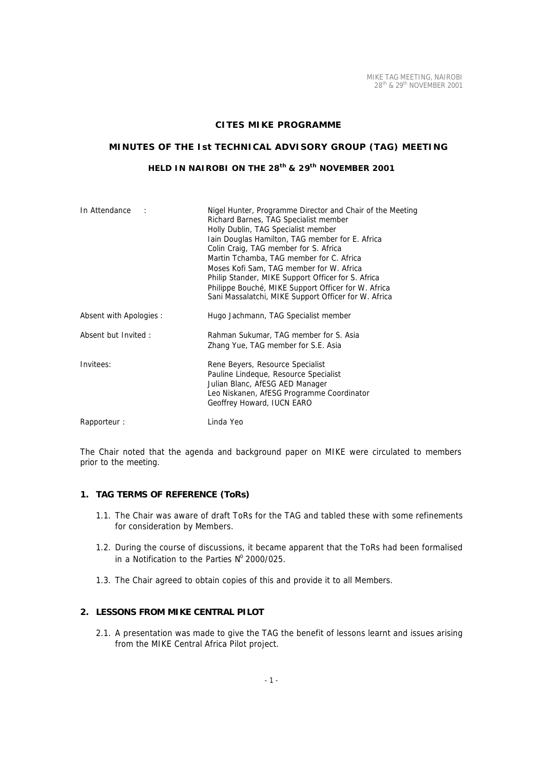**CITES MIKE PROGRAMME**

**MINUTES OF THE Ist TECHNICAL ADVISORY GROUP (TAG) MEETING**

**HELD IN NAIROBI ON THE 28th & 29th NOVEMBER 2001**

| | |
|---|---|
| In Attendance : | Nigel Hunter, Programme Director and Chair of the Meeting<br>Richard Barnes, TAG Specialist member<br>Holly Dublin, TAG Specialist member<br>Iain Douglas Hamilton, TAG member for E. Africa<br>Colin Craig, TAG member for S. Africa<br>Martin Tchamba, TAG member for C. Africa<br>Moses Kofi Sam, TAG member for W. Africa<br>Philip Stander, MIKE Support Officer for S. Africa<br>Philippe Bouché, MIKE Support Officer for W. Africa<br>Sani Massalatchi, MIKE Support Officer for W. Africa |
| Absent with Apologies : | Hugo Jachmann, TAG Specialist member |
| Absent but Invited : | Rahman Sukumar, TAG member for S. Asia<br>Zhang Yue, TAG member for S.E. Asia |
| Invitees: | Rene Beyers, Resource Specialist<br>Pauline Lindeque, Resource Specialist<br>Julian Blanc, AfESG AED Manager<br>Leo Niskanen, AfESG Programme Coordinator<br>Geoffrey Howard, IUCN EARO |
| Rapporteur : | Linda Yeo |

The Chair noted that the agenda and background paper on MIKE were circulated to members prior to the meeting.

## 1. TAG TERMS OF REFERENCE (ToRs)

1.1. The Chair was aware of draft ToRs for the TAG and tabled these with some refinements for consideration by Members.

1.2. During the course of discussions, it became apparent that the ToRs had been formalised in a Notification to the Parties N° 2000/025.

1.3. The Chair agreed to obtain copies of this and provide it to all Members.

## 2. LESSONS FROM MIKE CENTRAL PILOT

2.1. A presentation was made to give the TAG the benefit of lessons learnt and issues arising from the MIKE Central Africa Pilot project.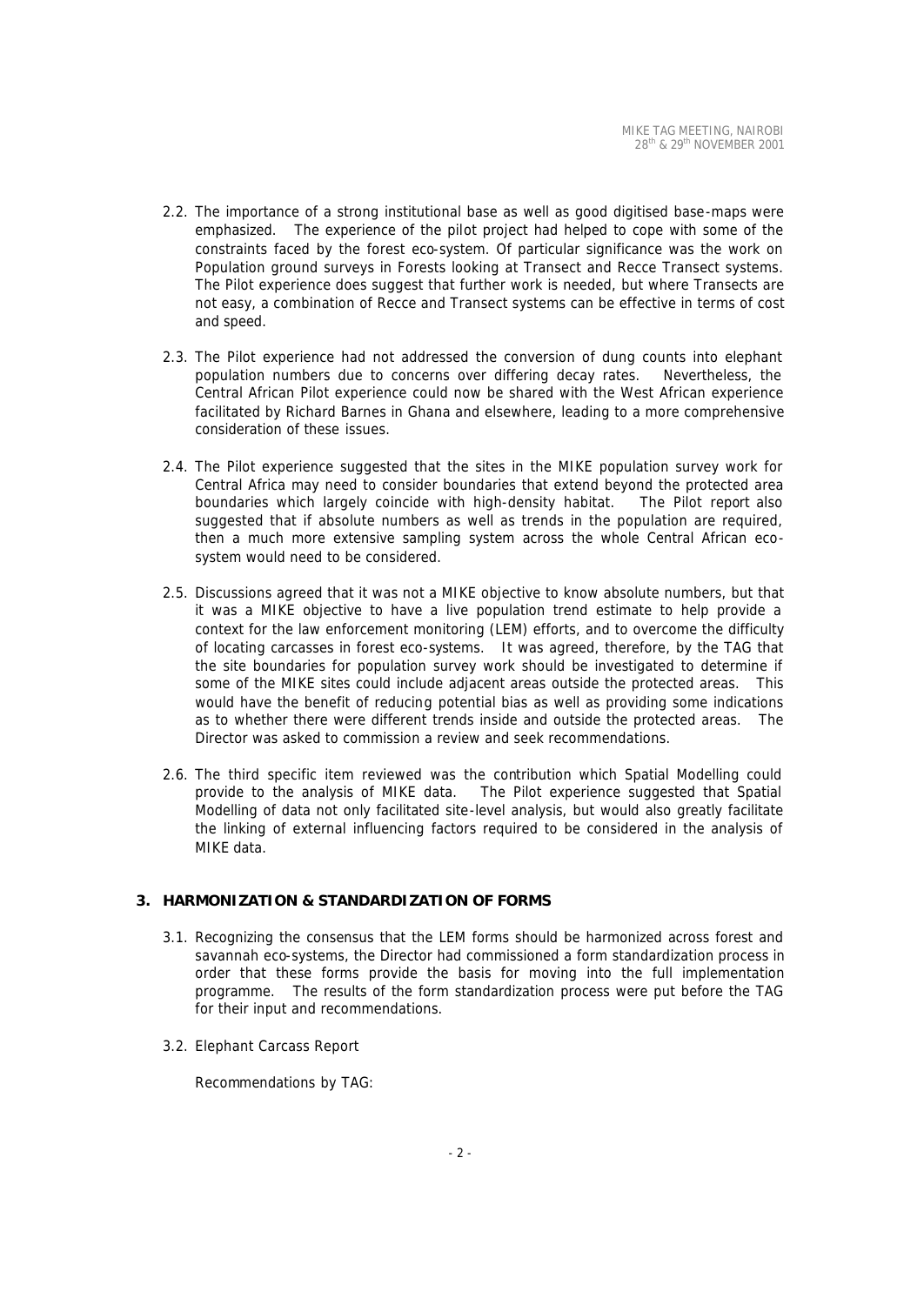2.2. The importance of a strong institutional base as well as good digitised base-maps were emphasized. The experience of the pilot project had helped to cope with some of the constraints faced by the forest eco-system. Of particular significance was the work on Population ground surveys in Forests looking at Transect and Recce Transect systems. The Pilot experience does suggest that further work is needed, but where Transects are not easy, a combination of Recce and Transect systems can be effective in terms of cost and speed.

2.3. The Pilot experience had not addressed the conversion of dung counts into elephant population numbers due to concerns over differing decay rates. Nevertheless, the Central African Pilot experience could now be shared with the West African experience facilitated by Richard Barnes in Ghana and elsewhere, leading to a more comprehensive consideration of these issues.

2.4. The Pilot experience suggested that the sites in the MIKE population survey work for Central Africa may need to consider boundaries that extend beyond the protected area boundaries which largely coincide with high-density habitat. The Pilot report also suggested that if absolute numbers as well as trends in the population are required, then a much more extensive sampling system across the whole Central African eco-system would need to be considered.

2.5. Discussions agreed that it was not a MIKE objective to know absolute numbers, but that it was a MIKE objective to have a live population trend estimate to help provide a context for the law enforcement monitoring (LEM) efforts, and to overcome the difficulty of locating carcasses in forest eco-systems. It was agreed, therefore, by the TAG that the site boundaries for population survey work should be investigated to determine if some of the MIKE sites could include adjacent areas outside the protected areas. This would have the benefit of reducing potential bias as well as providing some indications as to whether there were different trends inside and outside the protected areas. The Director was asked to commission a review and seek recommendations.

2.6. The third specific item reviewed was the contribution which Spatial Modelling could provide to the analysis of MIKE data. The Pilot experience suggested that Spatial Modelling of data not only facilitated site-level analysis, but would also greatly facilitate the linking of external influencing factors required to be considered in the analysis of MIKE data.

## 3. HARMONIZATION & STANDARDIZATION OF FORMS

3.1. Recognizing the consensus that the LEM forms should be harmonized across forest and savannah eco-systems, the Director had commissioned a form standardization process in order that these forms provide the basis for moving into the full implementation programme. The results of the form standardization process were put before the TAG for their input and recommendations.

3.2. Elephant Carcass Report

Recommendations by TAG: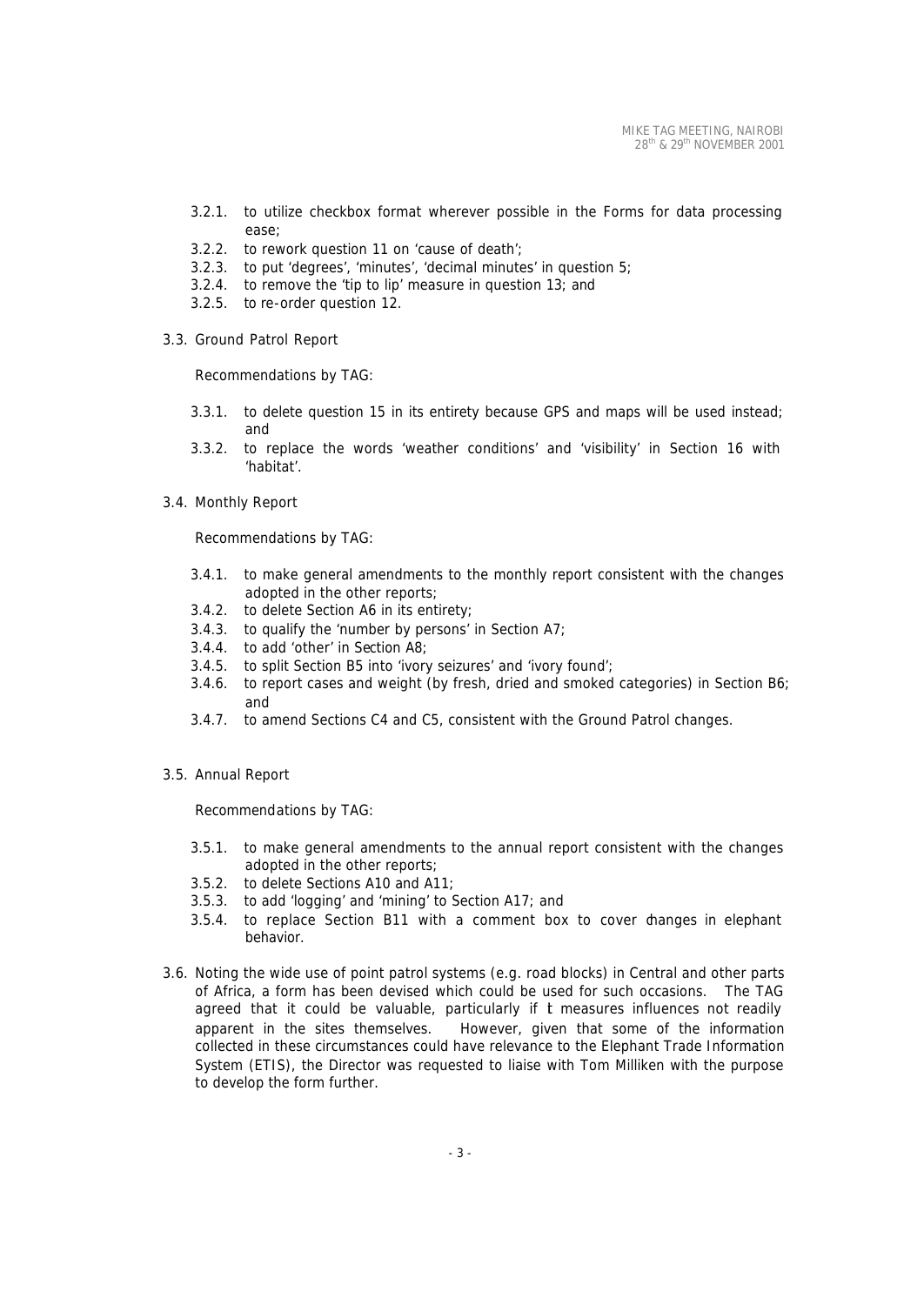3.2.1. to utilize checkbox format wherever possible in the Forms for data processing ease;
3.2.2. to rework question 11 on 'cause of death';
3.2.3. to put 'degrees', 'minutes', 'decimal minutes' in question 5;
3.2.4. to remove the 'tip to lip' measure in question 13; and
3.2.5. to re-order question 12.

3.3. Ground Patrol Report

Recommendations by TAG:

3.3.1. to delete question 15 in its entirety because GPS and maps will be used instead; and
3.3.2. to replace the words 'weather conditions' and 'visibility' in Section 16 with 'habitat'.

3.4. Monthly Report

Recommendations by TAG:

3.4.1. to make general amendments to the monthly report consistent with the changes adopted in the other reports;
3.4.2. to delete Section A6 in its entirety;
3.4.3. to qualify the 'number by persons' in Section A7;
3.4.4. to add 'other' in Section A8;
3.4.5. to split Section B5 into 'ivory seizures' and 'ivory found';
3.4.6. to report cases and weight (by fresh, dried and smoked categories) in Section B6; and
3.4.7. to amend Sections C4 and C5, consistent with the Ground Patrol changes.

3.5. Annual Report

Recommendations by TAG:

3.5.1. to make general amendments to the annual report consistent with the changes adopted in the other reports;
3.5.2. to delete Sections A10 and A11;
3.5.3. to add 'logging' and 'mining' to Section A17; and
3.5.4. to replace Section B11 with a comment box to cover changes in elephant behavior.

3.6. Noting the wide use of point patrol systems (e.g. road blocks) in Central and other parts of Africa, a form has been devised which could be used for such occasions. The TAG agreed that it could be valuable, particularly if it measures influences not readily apparent in the sites themselves. However, given that some of the information collected in these circumstances could have relevance to the Elephant Trade Information System (ETIS), the Director was requested to liaise with Tom Milliken with the purpose to develop the form further.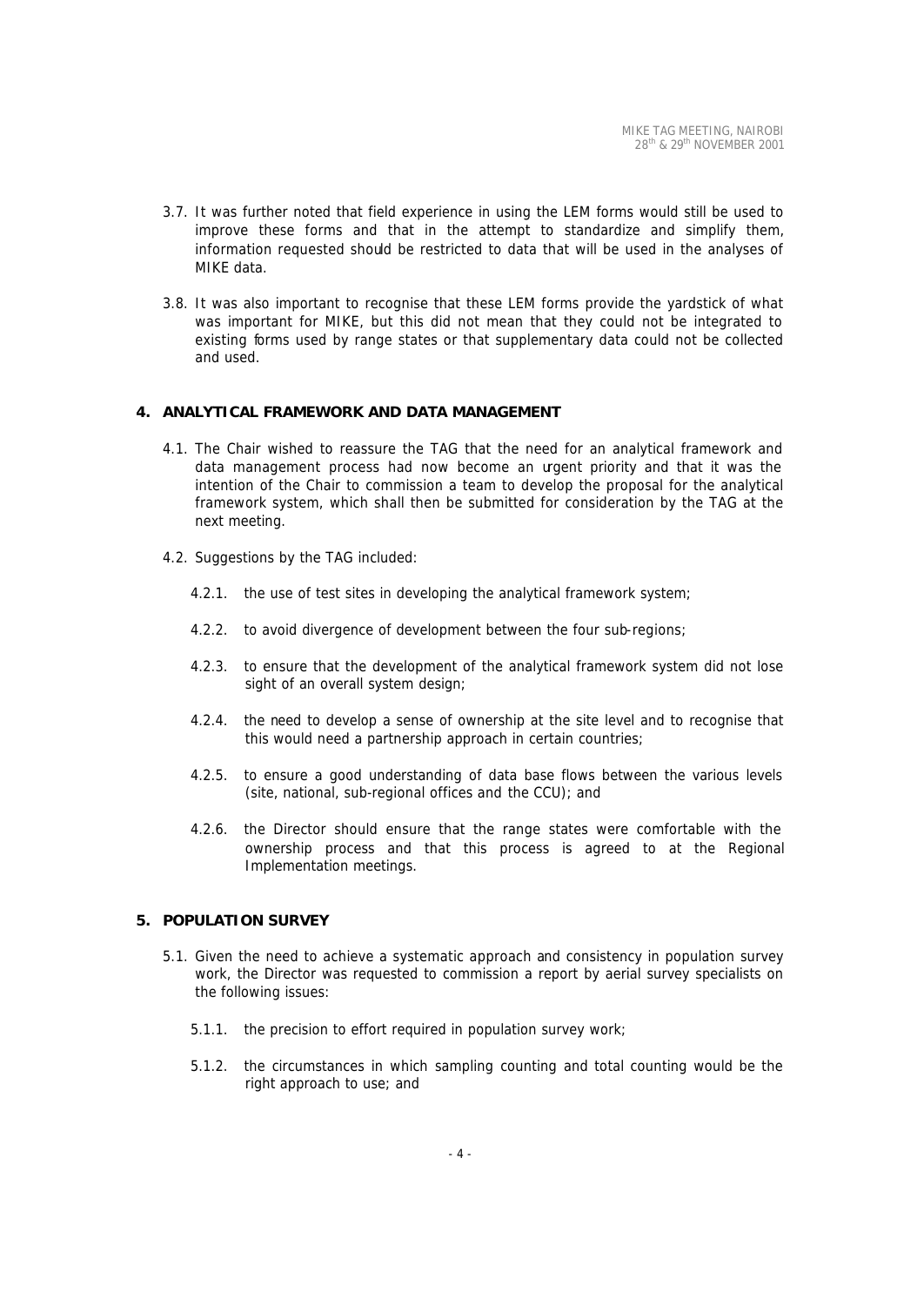3.7. It was further noted that field experience in using the LEM forms would still be used to improve these forms and that in the attempt to standardize and simplify them, information requested should be restricted to data that will be used in the analyses of MIKE data.

3.8. It was also important to recognise that these LEM forms provide the yardstick of what was important for MIKE, but this did not mean that they could not be integrated to existing forms used by range states or that supplementary data could not be collected and used.

## 4. ANALYTICAL FRAMEWORK AND DATA MANAGEMENT

4.1. The Chair wished to reassure the TAG that the need for an analytical framework and data management process had now become an urgent priority and that it was the intention of the Chair to commission a team to develop the proposal for the analytical framework system, which shall then be submitted for consideration by the TAG at the next meeting.

4.2. Suggestions by the TAG included:

4.2.1. the use of test sites in developing the analytical framework system;

4.2.2. to avoid divergence of development between the four sub-regions;

4.2.3. to ensure that the development of the analytical framework system did not lose sight of an overall system design;

4.2.4. the need to develop a sense of ownership at the site level and to recognise that this would need a partnership approach in certain countries;

4.2.5. to ensure a good understanding of data base flows between the various levels (site, national, sub-regional offices and the CCU); and

4.2.6. the Director should ensure that the range states were comfortable with the ownership process and that this process is agreed to at the Regional Implementation meetings.

## 5. POPULATION SURVEY

5.1. Given the need to achieve a systematic approach and consistency in population survey work, the Director was requested to commission a report by aerial survey specialists on the following issues:

5.1.1. the precision to effort required in population survey work;

5.1.2. the circumstances in which sampling counting and total counting would be the right approach to use; and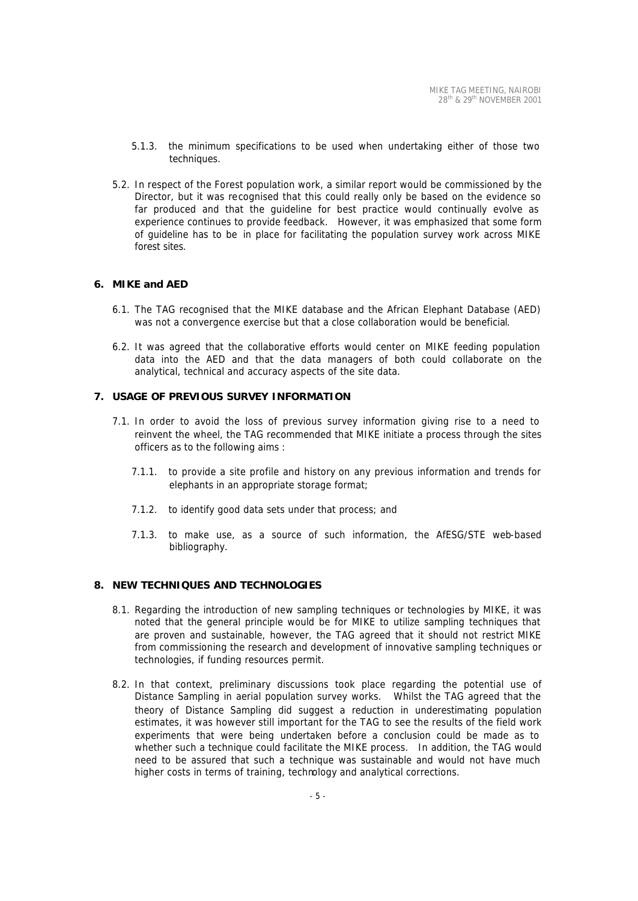5.1.3. the minimum specifications to be used when undertaking either of those two techniques.

5.2. In respect of the Forest population work, a similar report would be commissioned by the Director, but it was recognised that this could really only be based on the evidence so far produced and that the guideline for best practice would continually evolve as experience continues to provide feedback. However, it was emphasized that some form of guideline has to be in place for facilitating the population survey work across MIKE forest sites.

## 6. MIKE and AED

6.1. The TAG recognised that the MIKE database and the African Elephant Database (AED) was not a convergence exercise but that a close collaboration would be beneficial.

6.2. It was agreed that the collaborative efforts would center on MIKE feeding population data into the AED and that the data managers of both could collaborate on the analytical, technical and accuracy aspects of the site data.

## 7. USAGE OF PREVIOUS SURVEY INFORMATION

7.1. In order to avoid the loss of previous survey information giving rise to a need to reinvent the wheel, the TAG recommended that MIKE initiate a process through the sites officers as to the following aims :

7.1.1. to provide a site profile and history on any previous information and trends for elephants in an appropriate storage format;

7.1.2. to identify good data sets under that process; and

7.1.3. to make use, as a source of such information, the AfESG/STE web-based bibliography.

## 8. NEW TECHNIQUES AND TECHNOLOGIES

8.1. Regarding the introduction of new sampling techniques or technologies by MIKE, it was noted that the general principle would be for MIKE to utilize sampling techniques that are proven and sustainable, however, the TAG agreed that it should not restrict MIKE from commissioning the research and development of innovative sampling techniques or technologies, if funding resources permit.

8.2. In that context, preliminary discussions took place regarding the potential use of Distance Sampling in aerial population survey works. Whilst the TAG agreed that the theory of Distance Sampling did suggest a reduction in underestimating population estimates, it was however still important for the TAG to see the results of the field work experiments that were being undertaken before a conclusion could be made as to whether such a technique could facilitate the MIKE process. In addition, the TAG would need to be assured that such a technique was sustainable and would not have much higher costs in terms of training, technology and analytical corrections.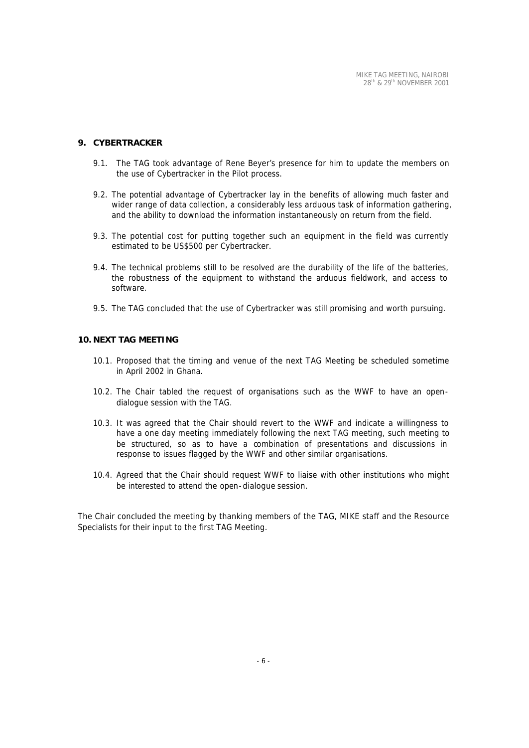## 9. CYBERTRACKER

9.1. The TAG took advantage of Rene Beyer's presence for him to update the members on the use of Cybertracker in the Pilot process.

9.2. The potential advantage of Cybertracker lay in the benefits of allowing much faster and wider range of data collection, a considerably less arduous task of information gathering, and the ability to download the information instantaneously on return from the field.

9.3. The potential cost for putting together such an equipment in the field was currently estimated to be US$500 per Cybertracker.

9.4. The technical problems still to be resolved are the durability of the life of the batteries, the robustness of the equipment to withstand the arduous fieldwork, and access to software.

9.5. The TAG concluded that the use of Cybertracker was still promising and worth pursuing.

## 10. NEXT TAG MEETING

10.1. Proposed that the timing and venue of the next TAG Meeting be scheduled sometime in April 2002 in Ghana.

10.2. The Chair tabled the request of organisations such as the WWF to have an open-dialogue session with the TAG.

10.3. It was agreed that the Chair should revert to the WWF and indicate a willingness to have a one day meeting immediately following the next TAG meeting, such meeting to be structured, so as to have a combination of presentations and discussions in response to issues flagged by the WWF and other similar organisations.

10.4. Agreed that the Chair should request WWF to liaise with other institutions who might be interested to attend the open-dialogue session.

The Chair concluded the meeting by thanking members of the TAG, MIKE staff and the Resource Specialists for their input to the first TAG Meeting.